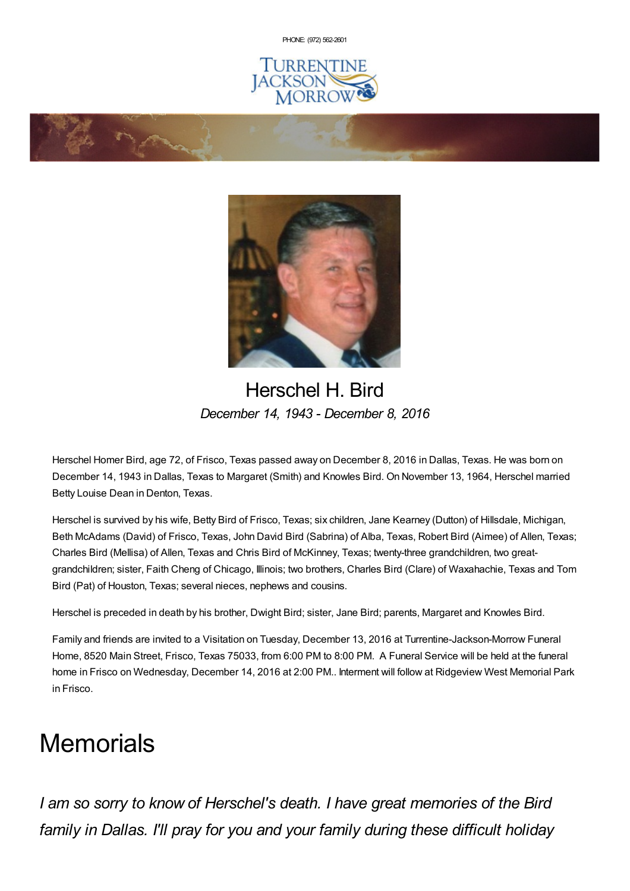PHONE: (972) 562-2601

TURRENTINE JACKSON MORROW

# Herschel H. Bird

*December 14, 1943 - December 8, 2016*

Herschel Homer Bird, age 72, of Frisco, Texas passed away on December 8, 2016 in Dallas, Texas. He was born on December 14, 1943 in Dallas, Texas to Margaret (Smith) and Knowles Bird. On November 13, 1964, Herschel married Betty Louise Dean in Denton, Texas.

Herschel is survived by his wife, Betty Bird of Frisco, Texas; six children, Jane Kearney (Dutton) of Hillsdale, Michigan, Beth McAdams (David) of Frisco, Texas, John David Bird (Sabrina) of Alba, Texas, Robert Bird (Aimee) of Allen, Texas; Charles Bird (Mellisa) of Allen, Texas and Chris Bird of McKinney, Texas; twenty-three grandchildren, two great-grandchildren; sister, Faith Cheng of Chicago, Illinois; two brothers, Charles Bird (Clare) of Waxahachie, Texas and Tom Bird (Pat) of Houston, Texas; several nieces, nephews and cousins.

Herschel is preceded in death by his brother, Dwight Bird; sister, Jane Bird; parents, Margaret and Knowles Bird.

Family and friends are invited to a Visitation on Tuesday, December 13, 2016 at Turrentine-Jackson-Morrow Funeral Home, 8520 Main Street, Frisco, Texas 75033, from 6:00 PM to 8:00 PM. A Funeral Service will be held at the funeral home in Frisco on Wednesday, December 14, 2016 at 2:00 PM.. Interment will follow at Ridgeview West Memorial Park in Frisco.

# Memorials

*I am so sorry to know of Herschel's death. I have great memories of the Bird family in Dallas. I'll pray for you and your family during these difficult holiday*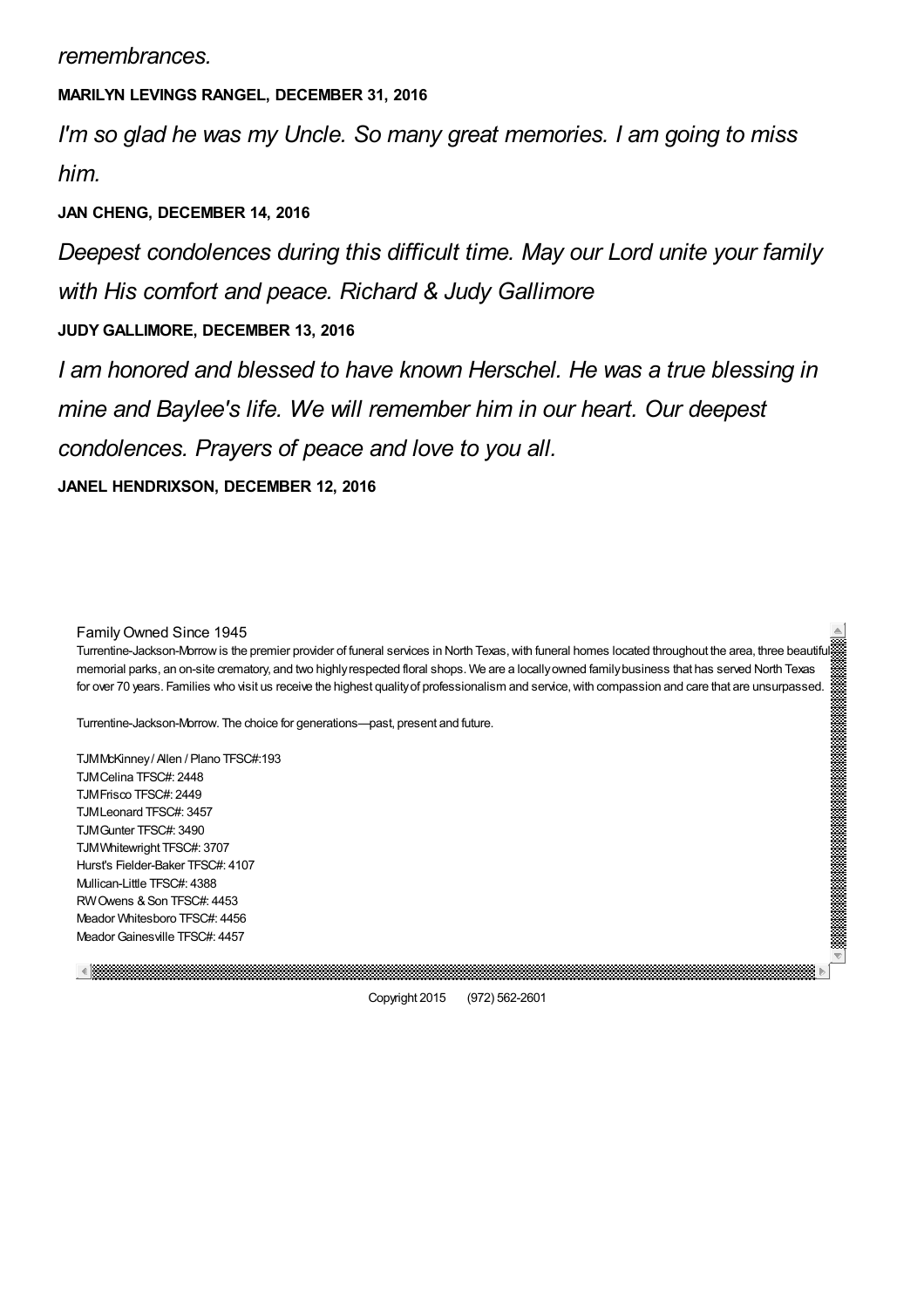*remembrances.*

**MARILYN LEVINGS RANGEL, DECEMBER 31, 2016**

*I'm so glad he was my Uncle. So many great memories. I am going to miss him.*

**JAN CHENG, DECEMBER 14, 2016**

*Deepest condolences during this difficult time. May our Lord unite your family with His comfort and peace. Richard & Judy Gallimore*

**JUDY GALLIMORE, DECEMBER 13, 2016**

*I am honored and blessed to have known Herschel. He was a true blessing in mine and Baylee's life. We will remember him in our heart. Our deepest condolences. Prayers of peace and love to you all.*

**JANEL HENDRIXSON, DECEMBER 12, 2016**

Family Owned Since 1945

Turrentine-Jackson-Morrow is the premier provider of funeral services in North Texas, with funeral homes located throughout the area, three beautiful memorial parks, an on-site crematory, and two highly respected floral shops. We are a locally owned family business that has served North Texas for over 70 years. Families who visit us receive the highest quality of professionalism and service, with compassion and care that are unsurpassed.

Turrentine-Jackson-Morrow. The choice for generations—past, present and future.

TJM McKinney / Allen / Plano TFSC#:193
TJM Celina TFSC#: 2448
TJM Frisco TFSC#: 2449
TJM Leonard TFSC#: 3457
TJM Gunter TFSC#: 3490
TJM Whitewright TFSC#: 3707
Hurst's Fielder-Baker TFSC#: 4107
Mullican-Little TFSC#: 4388
RW Owens & Son TFSC#: 4453
Meador Whitesboro TFSC#: 4456
Meador Gainesville TFSC#: 4457

Copyright 2015 (972) 562-2601